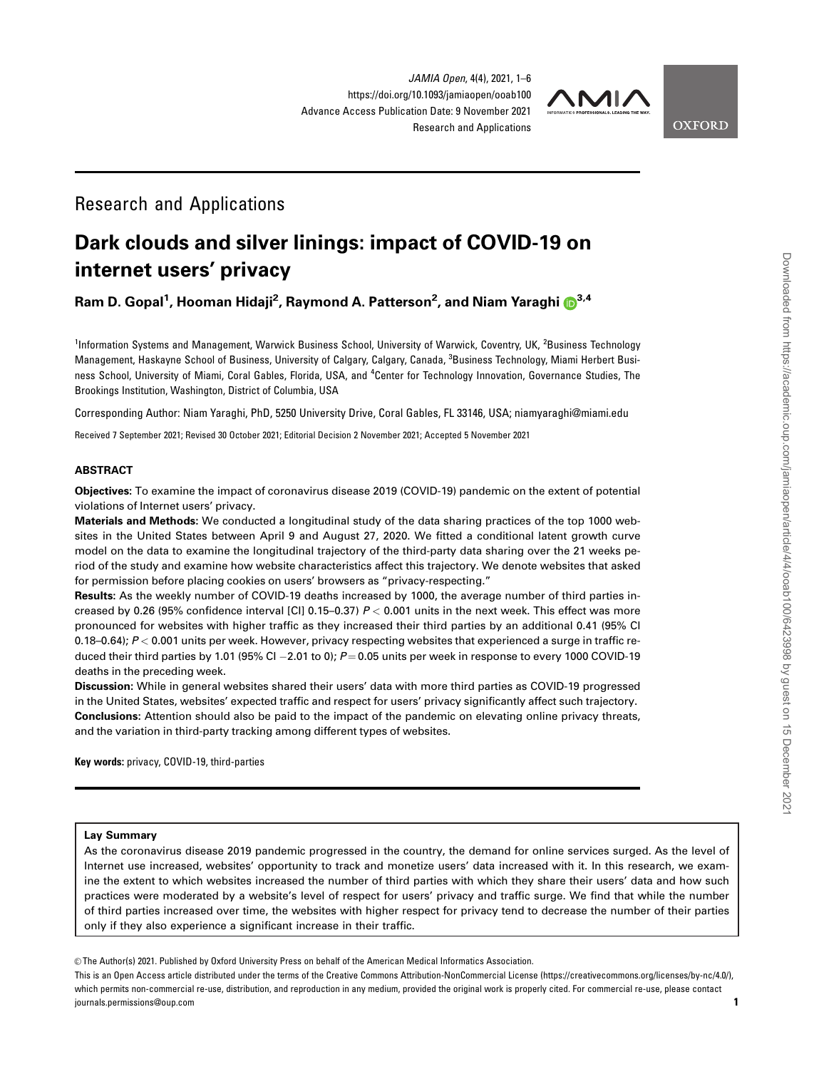Research and Applications

# Dark clouds and silver linings: impact of COVID-19 on internet users' privacy

**Ram D. Gopal[1], Hooman Hidaji[2], Raymond A. Patterson[2], and Niam Yaraghi[3,4]**

[1]Information Systems and Management, Warwick Business School, University of Warwick, Coventry, UK, [2]Business Technology Management, Haskayne School of Business, University of Calgary, Calgary, Canada, [3]Business Technology, Miami Herbert Business School, University of Miami, Coral Gables, Florida, USA, and [4]Center for Technology Innovation, Governance Studies, The Brookings Institution, Washington, District of Columbia, USA

Corresponding Author: Niam Yaraghi, PhD, 5250 University Drive, Coral Gables, FL 33146, USA; niamyaraghi@miami.edu

Received 7 September 2021; Revised 30 October 2021; Editorial Decision 2 November 2021; Accepted 5 November 2021

## ABSTRACT

**Objectives:** To examine the impact of coronavirus disease 2019 (COVID-19) pandemic on the extent of potential violations of Internet users' privacy.

**Materials and Methods:** We conducted a longitudinal study of the data sharing practices of the top 1000 websites in the United States between April 9 and August 27, 2020. We fitted a conditional latent growth curve model on the data to examine the longitudinal trajectory of the third-party data sharing over the 21 weeks period of the study and examine how website characteristics affect this trajectory. We denote websites that asked for permission before placing cookies on users' browsers as "privacy-respecting."

**Results:** As the weekly number of COVID-19 deaths increased by 1000, the average number of third parties increased by 0.26 (95% confidence interval [CI] 0.15–0.37) $P < 0.001$ units in the next week. This effect was more pronounced for websites with higher traffic as they increased their third parties by an additional 0.41 (95% CI 0.18–0.64); $P < 0.001$ units per week. However, privacy respecting websites that experienced a surge in traffic reduced their third parties by 1.01 (95% CI −2.01 to 0); $P = 0.05$ units per week in response to every 1000 COVID-19 deaths in the preceding week.

**Discussion:** While in general websites shared their users' data with more third parties as COVID-19 progressed in the United States, websites' expected traffic and respect for users' privacy significantly affect such trajectory.

**Conclusions:** Attention should also be paid to the impact of the pandemic on elevating online privacy threats, and the variation in third-party tracking among different types of websites.

**Key words:** privacy, COVID-19, third-parties

**Lay Summary**

As the coronavirus disease 2019 pandemic progressed in the country, the demand for online services surged. As the level of Internet use increased, websites' opportunity to track and monetize users' data increased with it. In this research, we examine the extent to which websites increased the number of third parties with which they share their users' data and how such practices were moderated by a website's level of respect for users' privacy and traffic surge. We find that while the number of third parties increased over time, the websites with higher respect for privacy tend to decrease the number of their parties only if they also experience a significant increase in their traffic.

© The Author(s) 2021. Published by Oxford University Press on behalf of the American Medical Informatics Association.

This is an Open Access article distributed under the terms of the Creative Commons Attribution-NonCommercial License (https://creativecommons.org/licenses/by-nc/4.0/), which permits non-commercial re-use, distribution, and reproduction in any medium, provided the original work is properly cited. For commercial re-use, please contact journals.permissions@oup.com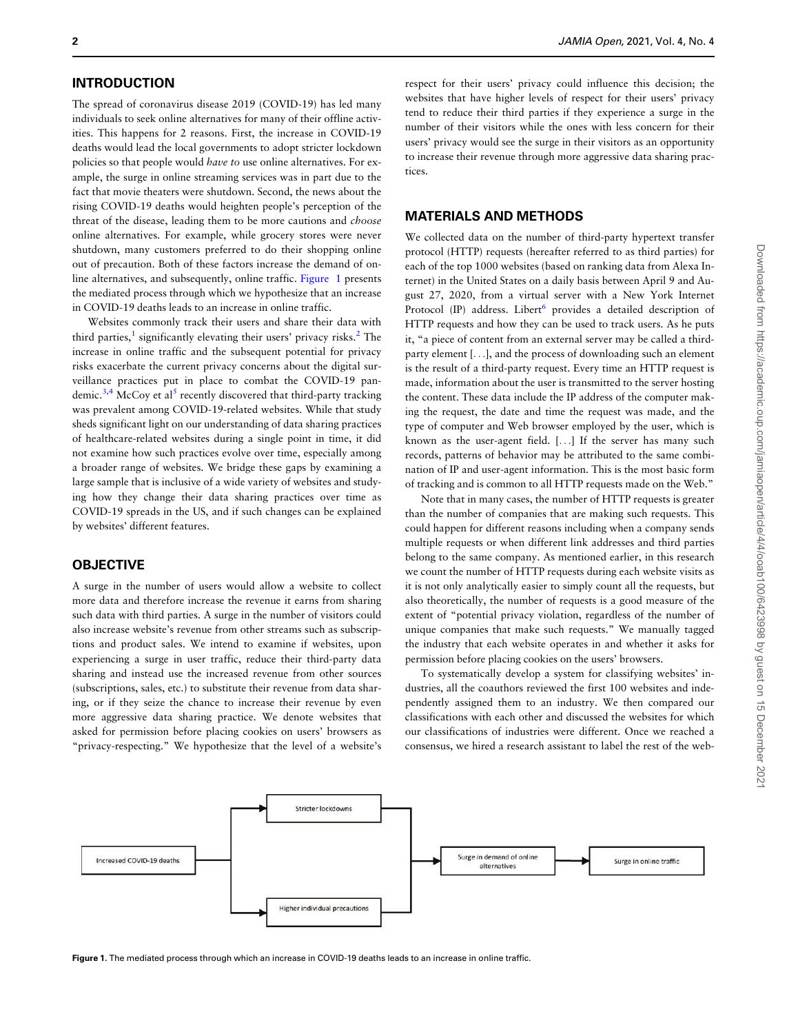## INTRODUCTION

The spread of coronavirus disease 2019 (COVID-19) has led many individuals to seek online alternatives for many of their offline activities. This happens for 2 reasons. First, the increase in COVID-19 deaths would lead the local governments to adopt stricter lockdown policies so that people would *have to* use online alternatives. For example, the surge in online streaming services was in part due to the fact that movie theaters were shutdown. Second, the news about the rising COVID-19 deaths would heighten people's perception of the threat of the disease, leading them to be more cautions and *choose* online alternatives. For example, while grocery stores were never shutdown, many customers preferred to do their shopping online out of precaution. Both of these factors increase the demand of online alternatives, and subsequently, online traffic. Figure 1 presents the mediated process through which we hypothesize that an increase in COVID-19 deaths leads to an increase in online traffic.

Websites commonly track their users and share their data with third parties,[1] significantly elevating their users' privacy risks.[2] The increase in online traffic and the subsequent potential for privacy risks exacerbate the current privacy concerns about the digital surveillance practices put in place to combat the COVID-19 pandemic.[3,4] McCoy et al[5] recently discovered that third-party tracking was prevalent among COVID-19-related websites. While that study sheds significant light on our understanding of data sharing practices of healthcare-related websites during a single point in time, it did not examine how such practices evolve over time, especially among a broader range of websites. We bridge these gaps by examining a large sample that is inclusive of a wide variety of websites and studying how they change their data sharing practices over time as COVID-19 spreads in the US, and if such changes can be explained by websites' different features.

## OBJECTIVE

A surge in the number of users would allow a website to collect more data and therefore increase the revenue it earns from sharing such data with third parties. A surge in the number of visitors could also increase website's revenue from other streams such as subscriptions and product sales. We intend to examine if websites, upon experiencing a surge in user traffic, reduce their third-party data sharing and instead use the increased revenue from other sources (subscriptions, sales, etc.) to substitute their revenue from data sharing, or if they seize the chance to increase their revenue by even more aggressive data sharing practice. We denote websites that asked for permission before placing cookies on users' browsers as "privacy-respecting." We hypothesize that the level of a website's respect for their users' privacy could influence this decision; the websites that have higher levels of respect for their users' privacy tend to reduce their third parties if they experience a surge in the number of their visitors while the ones with less concern for their users' privacy would see the surge in their visitors as an opportunity to increase their revenue through more aggressive data sharing practices.

## MATERIALS AND METHODS

We collected data on the number of third-party hypertext transfer protocol (HTTP) requests (hereafter referred to as third parties) for each of the top 1000 websites (based on ranking data from Alexa Internet) in the United States on a daily basis between April 9 and August 27, 2020, from a virtual server with a New York Internet Protocol (IP) address. Libert[6] provides a detailed description of HTTP requests and how they can be used to track users. As he puts it, "a piece of content from an external server may be called a third-party element [...], and the process of downloading such an element is the result of a third-party request. Every time an HTTP request is made, information about the user is transmitted to the server hosting the content. These data include the IP address of the computer making the request, the date and time the request was made, and the type of computer and Web browser employed by the user, which is known as the user-agent field. [...] If the server has many such records, patterns of behavior may be attributed to the same combination of IP and user-agent information. This is the most basic form of tracking and is common to all HTTP requests made on the Web."

Note that in many cases, the number of HTTP requests is greater than the number of companies that are making such requests. This could happen for different reasons including when a company sends multiple requests or when different link addresses and third parties belong to the same company. As mentioned earlier, in this research we count the number of HTTP requests during each website visits as it is not only analytically easier to simply count all the requests, but also theoretically, the number of requests is a good measure of the extent of "potential privacy violation, regardless of the number of unique companies that make such requests." We manually tagged the industry that each website operates in and whether it asks for permission before placing cookies on the users' browsers.

To systematically develop a system for classifying websites' industries, all the coauthors reviewed the first 100 websites and independently assigned them to an industry. We then compared our classifications with each other and discussed the websites for which our classifications of industries were different. Once we reached a consensus, we hired a research assistant to label the rest of the web-

Increased COVID-19 deaths → Stricter lockdowns / Higher individual precautions → Surge in demand of online alternatives → Surge in online traffic

**Figure 1.** The mediated process through which an increase in COVID-19 deaths leads to an increase in online traffic.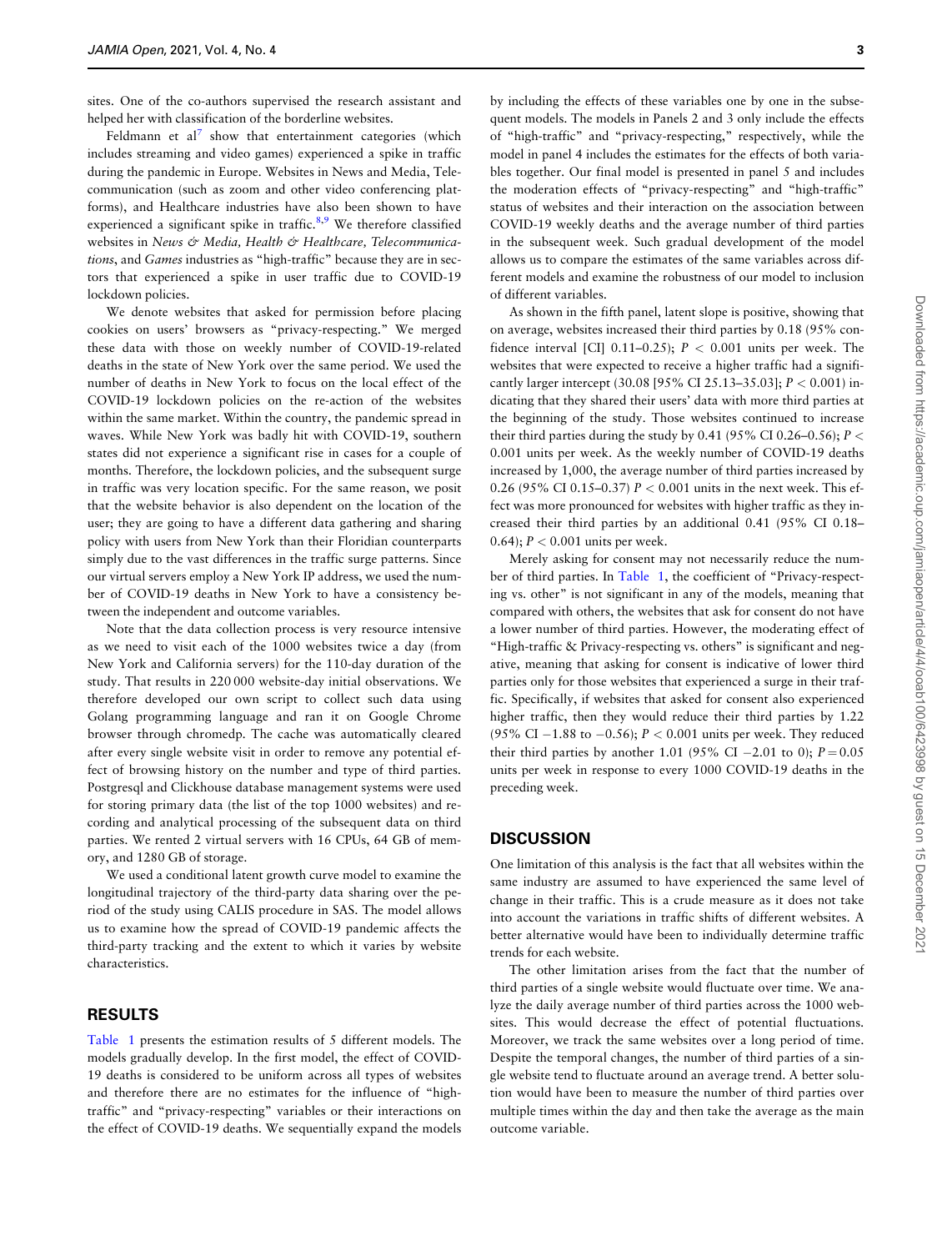sites. One of the co-authors supervised the research assistant and helped her with classification of the borderline websites.

Feldmann et al[7] show that entertainment categories (which includes streaming and video games) experienced a spike in traffic during the pandemic in Europe. Websites in News and Media, Telecommunication (such as zoom and other video conferencing platforms), and Healthcare industries have also been shown to have experienced a significant spike in traffic.[8,9] We therefore classified websites in *News & Media, Health & Healthcare, Telecommunications*, and *Games* industries as "high-traffic" because they are in sectors that experienced a spike in user traffic due to COVID-19 lockdown policies.

We denote websites that asked for permission before placing cookies on users' browsers as "privacy-respecting." We merged these data with those on weekly number of COVID-19-related deaths in the state of New York over the same period. We used the number of deaths in New York to focus on the local effect of the COVID-19 lockdown policies on the re-action of the websites within the same market. Within the country, the pandemic spread in waves. While New York was badly hit with COVID-19, southern states did not experience a significant rise in cases for a couple of months. Therefore, the lockdown policies, and the subsequent surge in traffic was very location specific. For the same reason, we posit that the website behavior is also dependent on the location of the user; they are going to have a different data gathering and sharing policy with users from New York than their Floridian counterparts simply due to the vast differences in the traffic surge patterns. Since our virtual servers employ a New York IP address, we used the number of COVID-19 deaths in New York to have a consistency between the independent and outcome variables.

Note that the data collection process is very resource intensive as we need to visit each of the 1000 websites twice a day (from New York and California servers) for the 110-day duration of the study. That results in 220 000 website-day initial observations. We therefore developed our own script to collect such data using Golang programming language and ran it on Google Chrome browser through chromedp. The cache was automatically cleared after every single website visit in order to remove any potential effect of browsing history on the number and type of third parties. Postgresql and Clickhouse database management systems were used for storing primary data (the list of the top 1000 websites) and recording and analytical processing of the subsequent data on third parties. We rented 2 virtual servers with 16 CPUs, 64 GB of memory, and 1280 GB of storage.

We used a conditional latent growth curve model to examine the longitudinal trajectory of the third-party data sharing over the period of the study using CALIS procedure in SAS. The model allows us to examine how the spread of COVID-19 pandemic affects the third-party tracking and the extent to which it varies by website characteristics.

## RESULTS

Table 1 presents the estimation results of 5 different models. The models gradually develop. In the first model, the effect of COVID-19 deaths is considered to be uniform across all types of websites and therefore there are no estimates for the influence of "high-traffic" and "privacy-respecting" variables or their interactions on the effect of COVID-19 deaths. We sequentially expand the models by including the effects of these variables one by one in the subsequent models. The models in Panels 2 and 3 only include the effects of "high-traffic" and "privacy-respecting," respectively, while the model in panel 4 includes the estimates for the effects of both variables together. Our final model is presented in panel 5 and includes the moderation effects of "privacy-respecting" and "high-traffic" status of websites and their interaction on the association between COVID-19 weekly deaths and the average number of third parties in the subsequent week. Such gradual development of the model allows us to compare the estimates of the same variables across different models and examine the robustness of our model to inclusion of different variables.

As shown in the fifth panel, latent slope is positive, showing that on average, websites increased their third parties by 0.18 (95% confidence interval [CI] 0.11–0.25); $P < 0.001$ units per week. The websites that were expected to receive a higher traffic had a significantly larger intercept (30.08 [95% CI 25.13–35.03]; $P < 0.001$) indicating that they shared their users' data with more third parties at the beginning of the study. Those websites continued to increase their third parties during the study by 0.41 (95% CI 0.26–0.56); $P < 0.001$ units per week. As the weekly number of COVID-19 deaths increased by 1,000, the average number of third parties increased by 0.26 (95% CI 0.15–0.37) $P < 0.001$ units in the next week. This effect was more pronounced for websites with higher traffic as they increased their third parties by an additional 0.41 (95% CI 0.18–0.64); $P < 0.001$ units per week.

Merely asking for consent may not necessarily reduce the number of third parties. In Table 1, the coefficient of "Privacy-respecting vs. other" is not significant in any of the models, meaning that compared with others, the websites that ask for consent do not have a lower number of third parties. However, the moderating effect of "High-traffic & Privacy-respecting vs. others" is significant and negative, meaning that asking for consent is indicative of lower third parties only for those websites that experienced a surge in their traffic. Specifically, if websites that asked for consent also experienced higher traffic, then they would reduce their third parties by 1.22 (95% CI −1.88 to −0.56); $P < 0.001$ units per week. They reduced their third parties by another 1.01 (95% CI −2.01 to 0); $P = 0.05$ units per week in response to every 1000 COVID-19 deaths in the preceding week.

## DISCUSSION

One limitation of this analysis is the fact that all websites within the same industry are assumed to have experienced the same level of change in their traffic. This is a crude measure as it does not take into account the variations in traffic shifts of different websites. A better alternative would have been to individually determine traffic trends for each website.

The other limitation arises from the fact that the number of third parties of a single website would fluctuate over time. We analyze the daily average number of third parties across the 1000 websites. This would decrease the effect of potential fluctuations. Moreover, we track the same websites over a long period of time. Despite the temporal changes, the number of third parties of a single website tend to fluctuate around an average trend. A better solution would have been to measure the number of third parties over multiple times within the day and then take the average as the main outcome variable.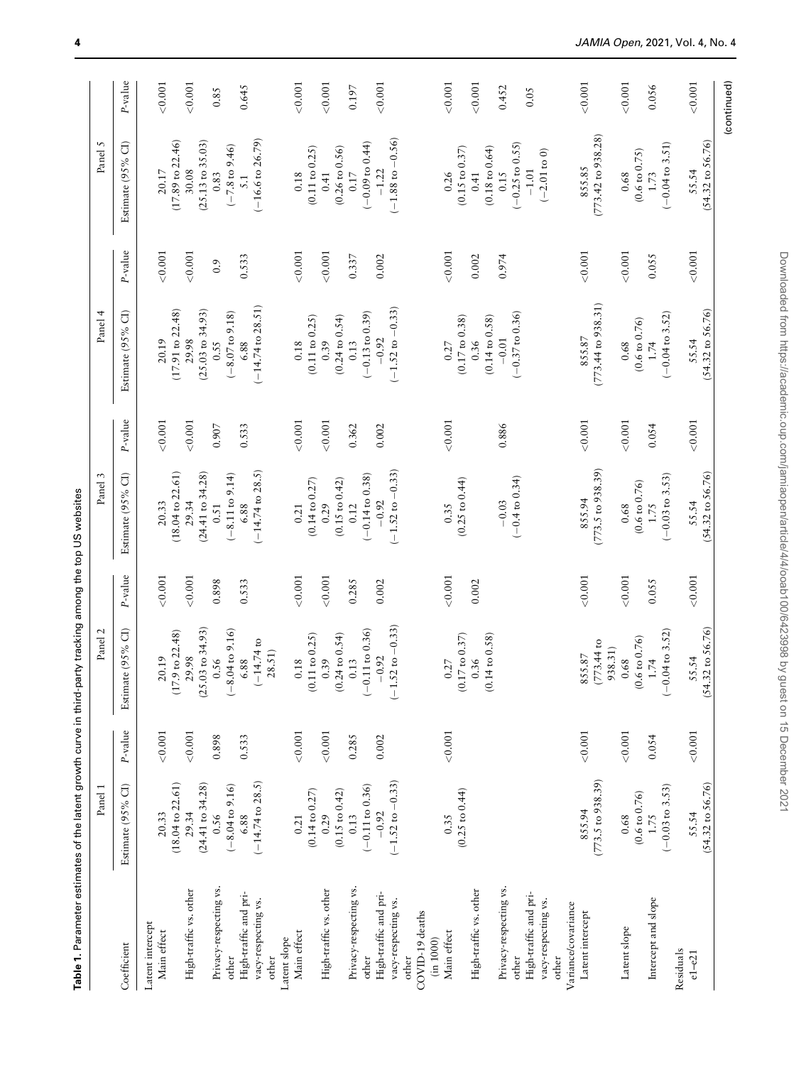**Table 1.** Parameter estimates of the latent growth curve in third-party tracking among the top US websites

| Coefficient | Panel 1 | | Panel 2 | | Panel 3 | | Panel 4 | | Panel 5 | |
|---|---|---|---|---|---|---|---|---|---|---|
| | Estimate (95% CI) | *P*-value | Estimate (95% CI) | *P*-value | Estimate (95% CI) | *P*-value | Estimate (95% CI) | *P*-value | Estimate (95% CI) | *P*-value |
| Latent intercept | | | | | | | | | | |
| Main effect | 20.33 (18.04 to 22.61) | <0.001 | 20.19 (17.9 to 22.48) | <0.001 | 20.33 (18.04 to 22.61) | <0.001 | 20.19 (17.91 to 22.48) | <0.001 | 20.17 (17.89 to 22.46) | <0.001 |
| High-traffic vs. other | 29.34 (24.41 to 34.28) | <0.001 | 29.98 (25.03 to 34.93) | <0.001 | 29.34 (24.41 to 34.28) | <0.001 | 29.98 (25.03 to 34.93) | <0.001 | 30.08 (25.13 to 35.03) | <0.001 |
| Privacy-respecting vs. other | 0.56 (−8.04 to 9.16) | 0.898 | 0.56 (−8.04 to 9.16) | 0.898 | 0.51 (−8.11 to 9.14) | 0.907 | 0.55 (−8.07 to 9.18) | 0.9 | 0.83 (−7.8 to 9.46) | 0.85 |
| High-traffic and privacy-respecting vs. other | 6.88 (−14.74 to 28.5) | 0.533 | 6.88 (−14.74 to 28.51) | 0.533 | 6.88 (−14.74 to 28.5) | 0.533 | 6.88 (−14.74 to 28.51) | 0.533 | 5.1 (−16.6 to 26.79) | 0.645 |
| Latent slope | | | | | | | | | | |
| Main effect | 0.21 (0.14 to 0.27) | <0.001 | 0.18 (0.11 to 0.25) | <0.001 | 0.21 (0.14 to 0.27) | <0.001 | 0.18 (0.11 to 0.25) | <0.001 | 0.18 (0.11 to 0.25) | <0.001 |
| High-traffic vs. other | 0.29 (0.15 to 0.42) | <0.001 | 0.39 (0.24 to 0.54) | <0.001 | 0.29 (0.15 to 0.42) | <0.001 | 0.39 (0.24 to 0.54) | <0.001 | 0.41 (0.26 to 0.56) | <0.001 |
| Privacy-respecting vs. other | 0.13 (−0.11 to 0.36) | 0.285 | 0.13 (−0.11 to 0.36) | 0.285 | 0.12 (−0.14 to 0.38) | 0.362 | 0.13 (−0.13 to 0.39) | 0.337 | 0.17 (−0.09 to 0.44) | 0.197 |
| High-traffic and privacy-respecting vs. other | −0.92 (−1.52 to −0.33) | 0.002 | −0.92 (−1.52 to −0.33) | 0.002 | −0.92 (−1.52 to −0.33) | 0.002 | −0.92 (−1.52 to −0.33) | 0.002 | −1.22 (−1.88 to −0.56) | <0.001 |
| COVID-19 deaths (in 1000) | | | | | | | | | | |
| Main effect | 0.35 (0.25 to 0.44) | <0.001 | 0.27 (0.17 to 0.37) | <0.001 | 0.35 (0.25 to 0.44) | <0.001 | 0.27 (0.17 to 0.38) | <0.001 | 0.26 (0.15 to 0.37) | <0.001 |
| High-traffic vs. other | | | 0.36 (0.14 to 0.58) | 0.002 | | | 0.36 (0.14 to 0.58) | 0.002 | 0.41 (0.18 to 0.64) | <0.001 |
| Privacy-respecting vs. other | | | | | −0.03 (−0.4 to 0.34) | 0.886 | −0.01 (−0.37 to 0.36) | 0.974 | 0.15 (−0.25 to 0.55) | 0.452 |
| High-traffic and privacy-respecting vs. other | | | | | | | | | −1.01 (−2.01 to 0) | 0.05 |
| Variance/covariance | | | | | | | | | | |
| Latent intercept | 855.94 (773.5 to 938.39) | <0.001 | 855.87 (773.44 to 938.31) | <0.001 | 855.94 (773.5 to 938.39) | <0.001 | 855.87 (773.44 to 938.31) | <0.001 | 855.85 (773.42 to 938.28) | <0.001 |
| Latent slope | 0.68 (0.6 to 0.76) | <0.001 | 0.68 (0.6 to 0.76) | <0.001 | 0.68 (0.6 to 0.76) | <0.001 | 0.68 (0.6 to 0.76) | <0.001 | 0.68 (0.6 to 0.75) | <0.001 |
| Intercept and slope | 1.75 (−0.03 to 3.53) | 0.054 | 1.74 (−0.04 to 3.52) | 0.055 | 1.75 (−0.03 to 3.53) | 0.054 | 1.74 (−0.04 to 3.52) | 0.055 | 1.73 (−0.04 to 3.51) | 0.056 |
| Residuals | | | | | | | | | | |
| e1–e21 | 55.54 (54.32 to 56.76) | <0.001 | 55.54 (54.32 to 56.76) | <0.001 | 55.54 (54.32 to 56.76) | <0.001 | 55.54 (54.32 to 56.76) | <0.001 | 55.54 (54.32 to 56.76) | <0.001 |

(continued)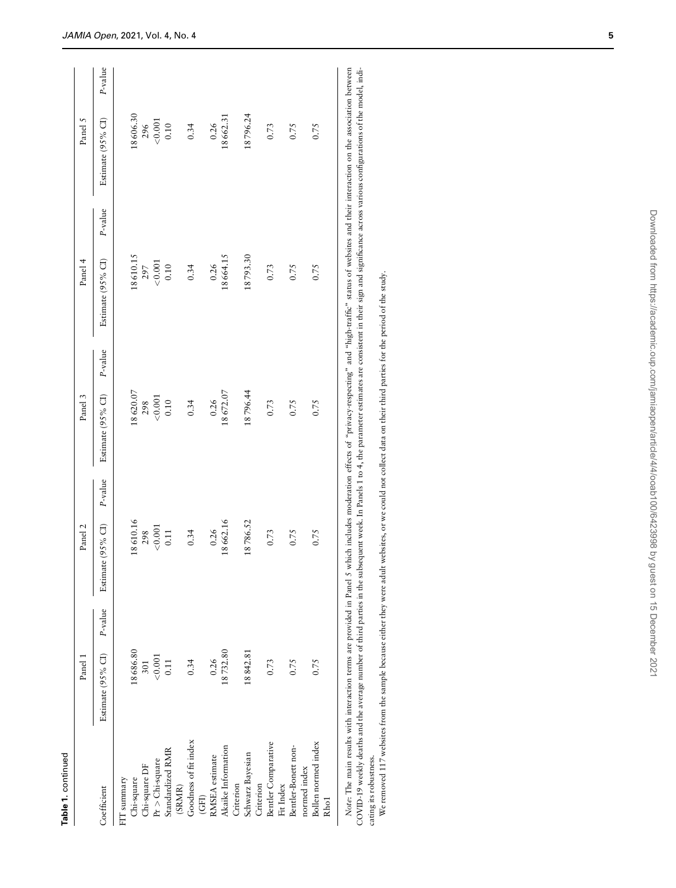**Table 1.** continued

| Coefficient | Panel 1 | | Panel 2 | | Panel 3 | | Panel 4 | | Panel 5 | |
|---|---|---|---|---|---|---|---|---|---|---|
| | Estimate (95% CI) | *P*-value | Estimate (95% CI) | *P*-value | Estimate (95% CI) | *P*-value | Estimate (95% CI) | *P*-value | Estimate (95% CI) | *P*-value |
| FIT summary | | | | | | | | | | |
| Chi-square | 18 686.80 | | 18 610.16 | | 18 620.07 | | 18 610.15 | | 18 606.30 | |
| Chi-square DF | 301 | | 298 | | 298 | | 297 | | 296 | |
| Pr > Chi-square | <0.001 | | <0.001 | | <0.001 | | <0.001 | | <0.001 | |
| Standardized RMR (SRMR) | 0.11 | | 0.11 | | 0.10 | | 0.10 | | 0.10 | |
| Goodness of fit index (GFI) | 0.34 | | 0.34 | | 0.34 | | 0.34 | | 0.34 | |
| RMSEA estimate | 0.26 | | 0.26 | | 0.26 | | 0.26 | | 0.26 | |
| Akaike Information Criterion | 18 732.80 | | 18 662.16 | | 18 672.07 | | 18 664.15 | | 18 662.31 | |
| Schwarz Bayesian Criterion | 18 842.81 | | 18 786.52 | | 18 796.44 | | 18 793.30 | | 18 796.24 | |
| Bentler Comparative Fit Index | 0.73 | | 0.73 | | 0.73 | | 0.73 | | 0.73 | |
| Bentler-Bonett non-normed index | 0.75 | | 0.75 | | 0.75 | | 0.75 | | 0.75 | |
| Bollen normed index Rho1 | 0.75 | | 0.75 | | 0.75 | | 0.75 | | 0.75 | |

*Note*: The main results with interaction terms are provided in Panel 5 which includes moderation effects of "privacy-respecting" and "high-traffic" status of websites and their interaction on the association between COVID-19 weekly deaths and the average number of third parties in the subsequent week. In Panels 1 to 4, the parameter estimates are consistent in their sign and significance across various configurations of the model, indicating its robustness.

We removed 117 websites from the sample because either they were adult websites, or we could not collect data on their third parties for the period of the study.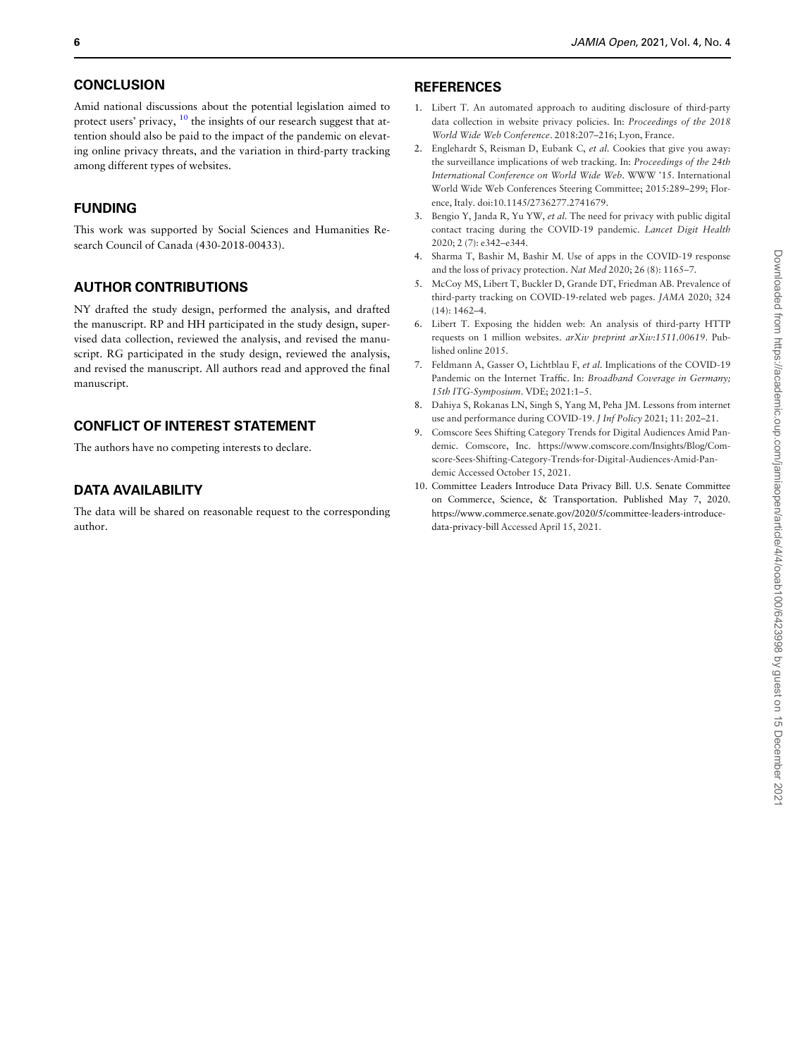## CONCLUSION

Amid national discussions about the potential legislation aimed to protect users' privacy, [10] the insights of our research suggest that attention should also be paid to the impact of the pandemic on elevating online privacy threats, and the variation in third-party tracking among different types of websites.

## FUNDING

This work was supported by Social Sciences and Humanities Research Council of Canada (430-2018-00433).

## AUTHOR CONTRIBUTIONS

NY drafted the study design, performed the analysis, and drafted the manuscript. RP and HH participated in the study design, supervised data collection, reviewed the analysis, and revised the manuscript. RG participated in the study design, reviewed the analysis, and revised the manuscript. All authors read and approved the final manuscript.

## CONFLICT OF INTEREST STATEMENT

The authors have no competing interests to declare.

## DATA AVAILABILITY

The data will be shared on reasonable request to the corresponding author.

## REFERENCES

1. Libert T. An automated approach to auditing disclosure of third-party data collection in website privacy policies. In: *Proceedings of the 2018 World Wide Web Conference*. 2018:207–216; Lyon, France.
2. Englehardt S, Reisman D, Eubank C, *et al.* Cookies that give you away: the surveillance implications of web tracking. In: *Proceedings of the 24th International Conference on World Wide Web*. WWW '15. International World Wide Web Conferences Steering Committee; 2015:289–299; Florence, Italy. doi:10.1145/2736277.2741679.
3. Bengio Y, Janda R, Yu YW, *et al.* The need for privacy with public digital contact tracing during the COVID-19 pandemic. *Lancet Digit Health* 2020; 2 (7): e342–e344.
4. Sharma T, Bashir M, Bashir M. Use of apps in the COVID-19 response and the loss of privacy protection. *Nat Med* 2020; 26 (8): 1165–7.
5. McCoy MS, Libert T, Buckler D, Grande DT, Friedman AB. Prevalence of third-party tracking on COVID-19-related web pages. *JAMA* 2020; 324 (14): 1462–4.
6. Libert T. Exposing the hidden web: An analysis of third-party HTTP requests on 1 million websites. *arXiv preprint arXiv:1511.00619*. Published online 2015.
7. Feldmann A, Gasser O, Lichtblau F, *et al.* Implications of the COVID-19 Pandemic on the Internet Traffic. In: *Broadband Coverage in Germany; 15th ITG-Symposium*. VDE; 2021:1–5.
8. Dahiya S, Rokanas LN, Singh S, Yang M, Peha JM. Lessons from internet use and performance during COVID-19. *J Inf Policy* 2021; 11: 202–21.
9. Comscore Sees Shifting Category Trends for Digital Audiences Amid Pandemic. Comscore, Inc. https://www.comscore.com/Insights/Blog/Comscore-Sees-Shifting-Category-Trends-for-Digital-Audiences-Amid-Pandemic Accessed October 15, 2021.
10. Committee Leaders Introduce Data Privacy Bill. U.S. Senate Committee on Commerce, Science, & Transportation. Published May 7, 2020. https://www.commerce.senate.gov/2020/5/committee-leaders-introduce-data-privacy-bill Accessed April 15, 2021.